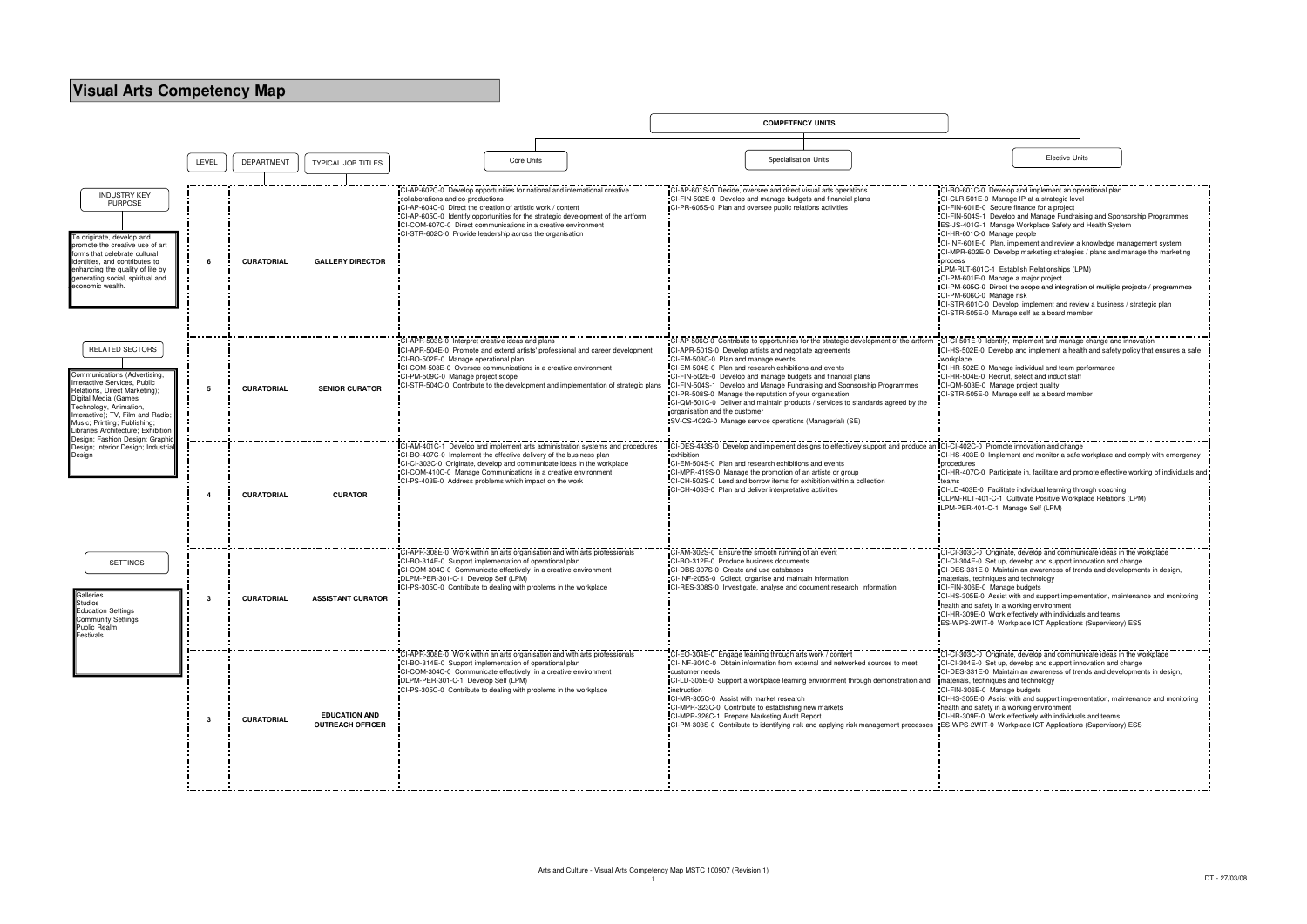# Visual Arts Competency Map

**INDUSTRY KEY PURPOSE**

To originate, develop and promote the creative use of art forms that celebrate cultural identities, and contributes to enhancing the quality of life by generating social, spiritual and economic wealth.

**RELATED SECTORS**

Communications (Advertising, Interactive Services, Public Relations, Direct Marketing); Digital Media (Games Technology, Animation, Interactive); TV, Film and Radio; Music; Printing; Publishing; Libraries Architecture; Exhibition Design; Fashion Design; Graphic Design; Interior Design; Industrial Design

**SETTINGS**

Galleries
Studios
Education Settings
Community Settings
Public Realm
Festivals

**COMPETENCY UNITS**

| LEVEL | DEPARTMENT | TYPICAL JOB TITLES | Core Units | Specialisation Units | Elective Units |
|---|---|---|---|---|---|
| 6 | **CURATORIAL** | **GALLERY DIRECTOR** | CI-AP-602C-0 Develop opportunities for national and international creative collaborations and co-productions<br>CI-AP-604C-0 Direct the creation of artistic work / content<br>CI-AP-605C-0 Identify opportunities for the strategic development of the artform<br>CI-COM-607C-0 Direct communications in a creative environment<br>CI-STR-602C-0 Provide leadership across the organisation | CI-AP-601S-0 Decide, oversee and direct visual arts operations<br>CI-FIN-502E-0 Develop and manage budgets and financial plans<br>CI-PR-605S-0 Plan and oversee public relations activities | CI-BO-601C-0 Develop and implement an operational plan<br>CI-CLR-501E-0 Manage IP at a strategic level<br>CI-FIN-601E-0 Secure finance for a project<br>CI-FIN-504S-1 Develop and Manage Fundraising and Sponsorship Programmes<br>ES-JS-401G-1 Manage Workplace Safety and Health System<br>CI-HR-601C-0 Manage people<br>CI-INF-601E-0 Plan, implement and review a knowledge management system<br>CI-MPR-602E-0 Develop marketing strategies / plans and manage the marketing process<br>LPM-RLT-601C-1 Establish Relationships (LPM)<br>CI-PM-601E-0 Manage a major project<br>CI-PM-605C-0 Direct the scope and integration of multiple projects / programmes<br>CI-PM-606C-0 Manage risk<br>CI-STR-601C-0 Develop, implement and review a business / strategic plan<br>CI-STR-505E-0 Manage self as a board member |
| 5 | **CURATORIAL** | **SENIOR CURATOR** | CI-APR-503S-0 Interpret creative ideas and plans<br>CI-APR-504E-0 Promote and extend artists' professional and career development<br>CI-BO-502E-0 Manage operational plan<br>CI-COM-508E-0 Oversee communications in a creative environment<br>CI-PM-509C-0 Manage project scope<br>CI-STR-504C-0 Contribute to the development and implementation of strategic plans | CI-AP-506C-0 Contribute to opportunities for the strategic development of the artform<br>CI-APR-501S-0 Develop artists and negotiate agreements<br>CI-EM-503C-0 Plan and manage events<br>CI-EM-504S-0 Plan and research exhibitions and events<br>CI-FIN-502E-0 Develop and manage budgets and financial plans<br>CI-FIN-504S-1 Develop and Manage Fundraising and Sponsorship Programmes<br>CI-PR-508S-0 Manage the reputation of your organisation<br>CI-QM-501C-0 Deliver and maintain products / services to standards agreed by the organisation and the customer<br>SV-CS-402G-0 Manage service operations (Managerial) (SE) | CI-CI-501E-0 Identify, implement and manage change and innovation<br>CI-HS-502E-0 Develop and implement a health and safety policy that ensures a safe workplace<br>CI-HR-502E-0 Manage individual and team performance<br>CI-HR-504E-0 Recruit, select and induct staff<br>CI-QM-503E-0 Manage project quality<br>CI-STR-505E-0 Manage self as a board member |
| 4 | **CURATORIAL** | **CURATOR** | CI-AM-401C-1 Develop and implement arts administration systems and procedures<br>CI-BO-407C-0 Implement the effective delivery of the business plan<br>CI-CI-303C-0 Originate, develop and communicate ideas in the workplace<br>CI-COM-410C-0 Manage Communications in a creative environment<br>CI-PS-403E-0 Address problems which impact on the work | CI-DES-443S-0 Develop and implement designs to effectively support and produce an exhibition<br>CI-EM-504S-0 Plan and research exhibitions and events<br>CI-MPR-419S-0 Manage the promotion of an artiste or group<br>CI-CH-502S-0 Lend and borrow items for exhibition within a collection<br>CI-CH-406S-0 Plan and deliver interpretative activities | CI-CI-402C-0 Promote innovation and change<br>CI-HS-403E-0 Implement and monitor a safe workplace and comply with emergency procedures<br>CI-HR-407C-0 Participate in, facilitate and promote effective working of individuals and teams<br>CI-LD-403E-0 Facilitate individual learning through coaching<br>CLPM-RLT-401-C-1 Cultivate Positive Workplace Relations (LPM)<br>LPM-PER-401-C-1 Manage Self (LPM) |
| 3 | **CURATORIAL** | **ASSISTANT CURATOR** | CI-APR-308E-0 Work within an arts organisation and with arts professionals<br>CI-BO-314E-0 Support implementation of operational plan<br>CI-COM-304C-0 Communicate effectively in a creative environment<br>DLPM-PER-301-C-1 Develop Self (LPM)<br>CI-PS-305C-0 Contribute to dealing with problems in the workplace | CI-AM-302S-0 Ensure the smooth running of an event<br>CI-BO-312E-0 Produce business documents<br>CI-DBS-307S-0 Create and use databases<br>CI-INF-205S-0 Collect, organise and maintain information<br>CI-RES-308S-0 Investigate, analyse and document research information | CI-CI-303C-0 Originate, develop and communicate ideas in the workplace<br>CI-CI-304E-0 Set up, develop and support innovation and change<br>CI-DES-331E-0 Maintain an awareness of trends and developments in design, materials, techniques and technology<br>CI-FIN-306E-0 Manage budgets<br>CI-HS-305E-0 Assist with and support implementation, maintenance and monitoring health and safety in a working environment<br>CI-HR-309E-0 Work effectively with individuals and teams<br>ES-WPS-2WIT-0 Workplace ICT Applications (Supervisory) ESS |
| 3 | **CURATORIAL** | **EDUCATION AND OUTREACH OFFICER** | CI-APR-308E-0 Work within an arts organisation and with arts professionals<br>CI-BO-314E-0 Support implementation of operational plan<br>CI-COM-304C-0 Communicate effectively in a creative environment<br>DLPM-PER-301-C-1 Develop Self (LPM)<br>CI-PS-305C-0 Contribute to dealing with problems in the workplace | CI-EO-304E-0 Engage learning through arts work / content<br>CI-INF-304C-0 Obtain information from external and networked sources to meet customer needs<br>CI-LD-305E-0 Support a workplace learning environment through demonstration and instruction<br>CI-MR-305C-0 Assist with market research<br>CI-MPR-323C-0 Contribute to establishing new markets<br>CI-MPR-326C-1 Prepare Marketing Audit Report<br>CI-PM-303S-0 Contribute to identifying risk and applying risk management processes | CI-CI-303C-0 Originate, develop and communicate ideas in the workplace<br>CI-CI-304E-0 Set up, develop and support innovation and change<br>CI-DES-331E-0 Maintain an awareness of trends and developments in design, materials, techniques and technology<br>CI-FIN-306E-0 Manage budgets<br>CI-HS-305E-0 Assist with and support implementation, maintenance and monitoring health and safety in a working environment<br>CI-HR-309E-0 Work effectively with individuals and teams<br>ES-WPS-2WIT-0 Workplace ICT Applications (Supervisory) ESS |

Arts and Culture - Visual Arts Competency Map MSTC 100907 (Revision 1)

DT - 27/03/08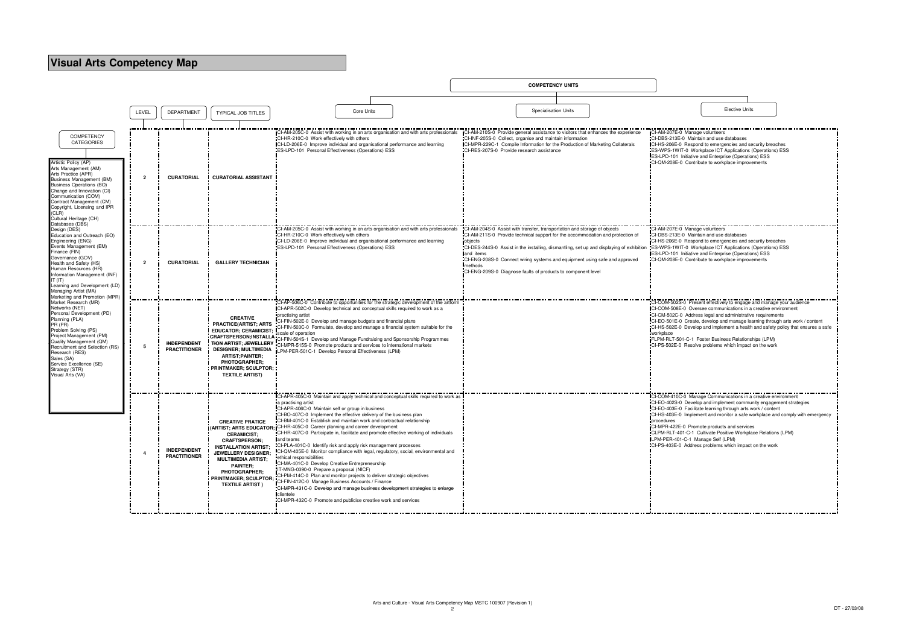# Visual Arts Competency Map

**COMPETENCY CATEGORIES**

- Artistic Policy (AP)
- Arts Management (AM)
- Arts Practice (APR)
- Business Management (BM)
- Business Operations (BO)
- Change and Innovation (CI)
- Communication (COM)
- Contract Management (CM)
- Copyright, Licensing and IPR (CLR)
- Cultural Heritage (CH)
- Databases (DBS)
- Design (DES)
- Education and Outreach (EO)
- Engineering (ENG)
- Events Management (EM)
- Finance (FIN)
- Governance (GOV)
- Health and Safety (HS)
- Human Resources (HR)
- Information Management (INF)
- IT (IT)
- Learning and Development (LD)
- Managing Artist (MA)
- Marketing and Promotion (MPR)
- Market Research (MR)
- Networks (NET)
- Personal Development (PD)
- Planning (PLA)
- PR (PR)
- Problem Solving (PS)
- Project Management (PM)
- Quality Management (QM)
- Recruitment and Selection (RS)
- Research (RES)
- Sales (SA)
- Service Excellence (SE)
- Strategy (STR)
- Visual Arts (VA)

| LEVEL | DEPARTMENT | TYPICAL JOB TITLES | COMPETENCY UNITS: Core Units | Specialisation Units | Elective Units |
|---|---|---|---|---|---|
| 2 | CURATORIAL | CURATORIAL ASSISTANT | CI-AM-205C-0 Assist with working in an arts organisation and with arts professionals<br>CI-HR-210C-0 Work effectively with others<br>CI-LD-206E-0 Improve individual and organisational performance and learning<br>ES-LPD-101 Personal Effectiveness (Operations) ESS | CI-AM-210S-0 Provide general assistance to visitors that enhances the experience<br>CI-INF-205S-0 Collect, organise and maintain information<br>CI-MPR-229C-1 Compile Information for the Production of Marketing Collaterals<br>CI-RES-207S-0 Provide research assistance | CI-AM-207E-0 Manage volunteers<br>CI-DBS-213E-0 Maintain and use databases<br>CI-HS-206E-0 Respond to emergencies and security breaches<br>ES-WPS-1WIT-0 Workplace ICT Applications (Operations) ESS<br>ES-LPD-101 Initiative and Enterprise (Operations) ESS<br>CI-QM-208E-0 Contribute to workplace improvements |
| 2 | CURATORIAL | GALLERY TECHNICIAN | CI-AM-205C-0 Assist with working in an arts organisation and with arts professionals<br>CI-HR-210C-0 Work effectively with others<br>CI-LD-206E-0 Improve individual and organisational performance and learning<br>ES-LPD-101 Personal Effectiveness (Operations) ESS | CI-AM-204S-0 Assist with transfer, transportation and storage of objects<br>CI-AM-211S-0 Provide technical support for the accommodation and protection of objects<br>CI-DES-244S-0 Assist in the installing, dismantling, set up and displaying of exhibition and items<br>CI-ENG-208S-0 Connect wiring systems and equipment using safe and approved methods<br>CI-ENG-209S-0 Diagnose faults of products to component level | CI-AM-207E-0 Manage volunteers<br>CI-DBS-213E-0 Maintain and use databases<br>CI-HS-206E-0 Respond to emergencies and security breaches<br>ES-WPS-1WIT-0 Workplace ICT Applications (Operations) ESS<br>ES-LPD-101 Initiative and Enterprise (Operations) ESS<br>CI-QM-208E-0 Contribute to workplace improvements |
| 5 | INDEPENDENT PRACTITIONER | CREATIVE PRACTICE(ARTIST; ARTS EDUCATOR; CERAMICIST; CRAFTSPERSON;INSTALLATION ARTIST; JEWELLERY DESIGNER; MULTIMEDIA ARTIST;PAINTER; PHOTOGRAPHER; PRINTMAKER; SCULPTOR; TEXTILE ARTIST) | CI-AP-506C-0 Contribute to opportunities for the strategic development of the artform<br>CI-APR-502C-0 Develop technical and conceptual skills required to work as a practising artist<br>CI-FIN-502E-0 Develop and manage budgets and financial plans<br>CI-FIN-503C-0 Formulate, develop and manage a financial system suitable for the scale of operation<br>CI-FIN-504S-1 Develop and Manage Fundraising and Sponsorship Programmes<br>CI-MPR-515S-0 Promote products and services to international markets<br>LPM-PER-501C-1 Develop Personal Effectiveness (LPM) | | CI-COM-502S-0 Present effectively to engage and manage your audience<br>CI-COM-508E-0 Oversee communications in a creative environment<br>CI-CM-502C-0 Address legal and administrative requirements<br>CI-EO-501E-0 Create, develop and manage learning through arts work / content<br>CI-HS-502E-0 Develop and implement a health and safety policy that ensures a safe workplace<br>FLPM-RLT-501-C-1 Foster Business Relationships (LPM)<br>CI-PS-502E-0 Resolve problems which impact on the work |
| 4 | INDEPENDENT PRACTITIONER | CREATIVE PRATICE (ARTIST; ARTS EDUCATOR; CERAMICIST; CRAFTSPERSON; INSTALLATION ARTIST; JEWELLERY DESIGNER; MULTIMEDIA ARTIST; PAINTER; PHOTOGRAPHER; PRINTMAKER; SCULPTOR; TEXTILE ARTIST ) | CI-APR-405C-0 Maintain and apply technical and conceptual skills required to work as a practising artist<br>CI-APR-406C-0 Maintain self or group in business<br>CI-BO-407C-0 Implement the effective delivery of the business plan<br>CI-BM-401C-0 Establish and maintain work and contractual relationship<br>CI-HR-405C-0 Career planning and career development<br>CI-HR-407C-0 Participate in, facilitate and promote effective working of individuals and teams<br>CI-PLA-401C-0 Identify risk and apply risk management processes<br>CI-QM-405E-0 Monitor compliance with legal, regulatory, social, environmental and ethical responsibilities<br>CI-MA-401C-0 Develop Creative Entrepreneurship<br>IT-MNG-0390-0 Prepare a proposal (NICF)<br>CI-PM-414C-0 Plan and monitor projects to deliver strategic objectives<br>CI-FIN-412C-0 Manage Business Accounts / Finance<br>CI-MPR-431C-0 Develop and manage business development strategies to enlarge clientele<br>CI-MPR-432C-0 Promote and publicise creative work and services | | CI-COM-410C-0 Manage Communications in a creative environment<br>CI-EO-402S-0 Develop and implement community engagement strategies<br>CI-EO-403E-0 Facilitate learning through arts work / content<br>CI-HS-403E-0 Implement and monitor a safe workplace and comply with emergency procedures<br>CI-MPR-422E-0 Promote products and services<br>CLPM-RLT-401-C-1 Cultivate Positive Workplace Relations (LPM)<br>LPM-PER-401-C-1 Manage Self (LPM)<br>CI-PS-403E-0 Address problems which impact on the work |

Arts and Culture - Visual Arts Competency Map MSTC 100907 (Revision 1)

DT - 27/03/08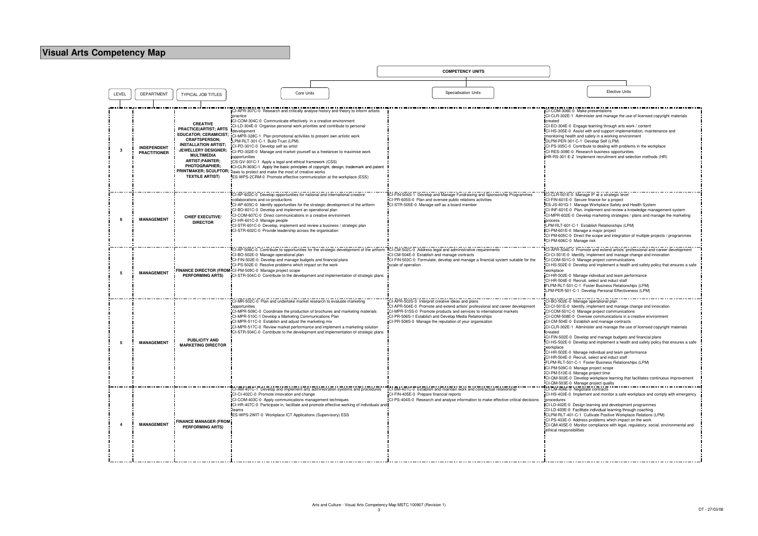# Visual Arts Competency Map

| LEVEL | DEPARTMENT | TYPICAL JOB TITLES | Core Units | Specialisation Units | Elective Units |
|---|---|---|---|---|---|
| | | | **COMPETENCY UNITS** | | |
| 3 | **INDEPENDENT PRACTITIONER** | **CREATIVE PRACTICE(ARTIST; ARTS EDUCATOR; CERAMICIST; CRAFTSPERSON; INSTALLATION ARTIST; JEWELLERY DESIGNER; MULTIMEDIA ARTIST;PAINTER; PHOTOGRAPHER; PRINTMAKER; SCULPTOR; TEXTILE ARTIST)** | CI-APR-307C-0 Research and critically analyse history and theory to inform artistic practice<br>CI-COM-304C-0 Communicate effectively in a creative environment<br>CI-LD-304E-0 Organise personal work priorities and contribute to personal development<br>CI-MPR-328C-1 Plan promotional activities to present own artistic work<br>LPM-RLT-301-C-1 Build Trust (LPM)<br>CI-PD-301C-0 Develop self as artist<br>CI-PD-302E-0 Manage and market yourself as a freelancer to maximise work opportunities<br>CS-GV-301C-1 Apply a legal and ethical framework (CSS)<br>CI-CLR-303C-1 Apply the basic principles of copyright, design, trademark and patent laws to protect and make the most of creative works<br>ES-WPS-2CRM-0 Promote effective communication at the workplace (ESS) | | CI-COM-306E-0 Make presentations<br>CI-CLR-302E-1 Administer and manage the use of licensed copyright materials created<br>CI-EO-304E-0 Engage learning through arts work / content<br>CI-HS-305E-0 Assist with and support implementation, maintenance and monitoring health and safety in a working environment<br>DLPM-PER-301-C-1 Develop Self (LPM)<br>CI-PS-305C-0 Contribute to dealing with problems in the workplace<br>CI-RES-309E-0 Research business opportunities<br>HR-RS-301-E-Z Implement recruitment and selection methods (HR) |
| 6 | **MANAGEMENT** | **CHIEF EXECUTIVE/ DIRECTOR** | CI-AP-602C-0 Develop opportunities for national and international creative collaborations and co-productions<br>CI-AP-605C-0 Identify opportunities for the strategic development of the artform<br>CI-BO-601C-0 Develop and implement an operational plan<br>CI-COM-607C-0 Direct communications in a creative environment<br>CI-HR-601C-0 Manage people<br>CI-STR-601C-0 Develop, implement and review a business / strategic plan<br>CI-STR-602C-0 Provide leadership across the organisation | CI-FIN-504S-1 Develop and Manage Fundraising and Sponsorship Programmes<br>CI-PR-605S-0 Plan and oversee public relations activities<br>CI-STR-505E-0 Manage self as a board member | CI-CLR-501E-0 Manage IP at a strategic level<br>CI-FIN-601E-0 Secure finance for a project<br>ES-JS-401C-1 Manage Workplace Safety and Health System<br>CI-INF-601E-0 Plan, implement and review a knowledge management system<br>CI-MPR-602E-0 Develop marketing strategies / plans and manage the marketing process<br>LPM-RLT-601-C-1 Establish Relationships (LPM)<br>CI-PM-601E-0 Manage a major project<br>CI-PM-605C-0 Direct the scope and integration of multiple projects / programmes<br>CI-PM-606C-0 Manage risk |
| 5 | **MANAGEMENT** | **FINANCE DIRECTOR (FROM PERFORMING ARTS)** | CI-AP-506C-0 Contribute to opportunities for the strategic development of the artform<br>CI-BO-502E-0 Manage operational plan<br>CI-FIN-502E-0 Develop and manage budgets and financial plans<br>CI-PS-502E-0 Resolve problems which impact on the work<br>CI-PM-509C-0 Manage project scope<br>CI-STR-504C-0 Contribute to the development and implementation of strategic plans | CI-CM-502C-0 Address legal and administrative requirements<br>CI-CM-504E-0 Establish and manage contracts<br>CI-FIN-503C-0 Formulate, develop and manage a financial system suitable for the scale of operation | CI-APR-504E-0 Promote and extend artists' professional and career development<br>CI-CI-501E-0 Identify, implement and manage change and innovation<br>CI-COM-501C-0 Manage project communications<br>CI-HS-502E-0 Develop and implement a health and safety policy that ensures a safe workplace<br>CI-HR-502E-0 Manage individual and team performance<br>CI-HR-504E-0 Recruit, select and induct staff<br>FLPM-RLT-501-C-1 Foster Business Relationships (LPM)<br>LPM-PER-501-C-1 Develop Personal Effectiveness (LPM) |
| 5 | **MANAGEMENT** | **PUBLICITY AND MARKETING DIRECTOR** | CI-MR-502C-0 Plan and undertake market research to evaluate marketing opportunities<br>CI-MPR-509C-0 Coordinate the production of brochures and marketing materials<br>CI-MPR-510C-1 Develop a Marketing Communications Plan<br>CI-MPR-511C-0 Establish and adjust the marketing mix<br>CI-MPR-517C-0 Review market performance and implement a marketing solution<br>CI-STR-504C-0 Contribute to the development and implementation of strategic plans | CI-APR-503S-0 Interpret creative ideas and plans<br>CI-APR-504E-0 Promote and extend artists' professional and career development<br>CI-MPR-515S-0 Promote products and services to international markets<br>CI-PR-506S-1 Establish and Develop Media Relationships<br>CI-PR-508S-0 Manage the reputation of your organisation | CI-BO-502E-0 Manage operational plan<br>CI-CI-501E-0 Identify, implement and manage change and innovation<br>CI-COM-501C-0 Manage project communications<br>CI-COM-508E-0 Oversee communications in a creative environment<br>CI-CM-504E-0 Establish and manage contracts<br>CI-CLR-302E-1 Administer and manage the use of licensed copyright materials created<br>CI-FIN-502E-0 Develop and manage budgets and financial plans<br>CI-HS-502E-0 Develop and implement a health and safety policy that ensures a safe workplace<br>CI-HR-502E-0 Manage individual and team performance<br>CI-HR-504E-0 Recruit, select and induct staff<br>FLPM-RLT-501-C-1 Foster Business Relationships (LPM)<br>CI-PM-509C-0 Manage project scope<br>CI-PM-510E-0 Manage project time<br>CI-QM-502E-0 Develop workplace learning that facilitates continuous improvement<br>CI-QM-503E-0 Manage project quality |
| 4 | **MANAGEMENT** | **FINANCE MANAGER (FROM PERFORMING ARTS)** | CI-AM-401C-1 Develop and implement arts administration systems and procedures<br>CI-CI-402C-0 Promote innovation and change<br>CI-COM-403C-0 Apply communications management techniques<br>CI-HR-407C-0 Participate in, facilitate and promote effective working of individuals and teams<br>ES-WPS-2WIT-0 Workplace ICT Applications (Supervisory) ESS | CI-BM-401C-0 Establish and maintain work and contractual relationship<br>CI-FIN-405E-0 Prepare financial reports<br>CI-PS-404S-0 Research and analyse information to make effective critical decisions | CI-CM-406E-0 Negotiate contracts<br>CI-HS-403E-0 Implement and monitor a safe workplace and comply with emergency procedures<br>CI-LD-402E-0 Design learning and development programmes<br>CI-LD-403E-0 Facilitate individual learning through coaching<br>CLPM-RLT-401-C-1 Cultivate Positive Workplace Relations (LPM)<br>CI-PS-403E-0 Address problems which impact on the work<br>CI-QM-405E-0 Monitor compliance with legal, regulatory, social, environmental and ethical responsibilities |

Arts and Culture - Visual Arts Competency Map MSTC 100907 (Revision 1)

DT - 27/03/08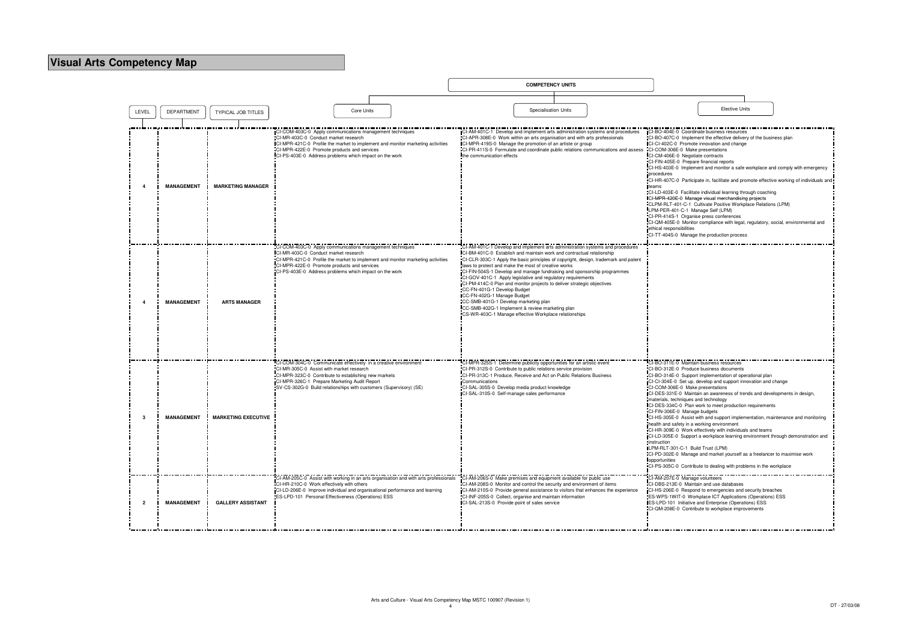# Visual Arts Competency Map

| LEVEL | DEPARTMENT | TYPICAL JOB TITLES | Core Units | Specialisation Units | Elective Units |
|---|---|---|---|---|---|
| | | | **COMPETENCY UNITS** | | |
| 4 | MANAGEMENT | MARKETING MANAGER | CI-COM-403C-0 Apply communications management techniques<br>CI-MR-403C-0 Conduct market research<br>CI-MPR-421C-0 Profile the market to implement and monitor marketing activities<br>CI-MPR-422E-0 Promote products and services<br>CI-PS-403E-0 Address problems which impact on the work | CI-AM-401C-1 Develop and implement arts administration systems and procedures<br>CI-APR-308E-0 Work within an arts organisation and with arts professionals<br>CI-MPR-419S-0 Manage the promotion of an artiste or group<br>CI-PR-411S-0 Formulate and coordinate public relations communications and assess the communication effects | CI-BO-404E-0 Coordinate business resources<br>CI-BO-407C-0 Implement the effective delivery of the business plan<br>CI-CI-402C-0 Promote innovation and change<br>CI-COM-306E-0 Make presentations<br>CI-CM-406E-0 Negotiate contracts<br>CI-FIN-405E-0 Prepare financial reports<br>CI-HS-403E-0 Implement and monitor a safe workplace and comply with emergency procedures<br>CI-HR-407C-0 Participate in, facilitate and promote effective working of individuals and teams<br>CI-LD-403E-0 Facilitate individual learning through coaching<br>CI-MPR-420E-0 Manage visual merchandising projects<br>CLPM-RLT-401-C-1 Cultivate Positive Workplace Relations (LPM)<br>LPM-PER-401-C-1 Manage Self (LPM)<br>CI-PR-414S-1 Organise press conferences<br>CI-QM-405E-0 Monitor compliance with legal, regulatory, social, environmental and ethical responsibilities<br>CI-TT-404S-0 Manage the production process |
| 4 | MANAGEMENT | ARTS MANAGER | CI-COM-403C-0 Apply communications management techniques<br>CI-MR-403C-0 Conduct market research<br>CI-MPR-421C-0 Profile the market to implement and monitor marketing activities<br>CI-MPR-422E-0 Promote products and services<br>CI-PS-403E-0 Address problems which impact on the work | CI-AM-401C-1 Develop and implement arts administration systems and procedures<br>CI-BM-401C-0 Establish and maintain work and contractual relationship<br>CI-CLR-303C-1 Apply the basic principles of copyright, design, trademark and patent laws to protect and make the most of creative works<br>CI-FIN-504S-1 Develop and manage fundraising and sponsorship programmes<br>CI-GOV-401C-1 Apply legislative and regulatory requirements<br>CI-PM-414C-0 Plan and monitor projects to deliver strategic objectives<br>CC-FN-401G-1 Develop Budget<br>CC-FN-402G-1 Manage Budget<br>CC-SMB-401G-1 Develop marketing plan<br>CC-SMB-402G-1 Implement & review marketing plan<br>CS-WR-403C-1 Manage effective Workplace relationships | |
| 3 | MANAGEMENT | MARKETING EXECUTIVE | CI-COM-304C-0 Communicate effectively in a creative environment<br>CI-MR-305C-0 Assist with market research<br>CI-MPR-323C-0 Contribute to establishing new markets<br>CI-MPR-326C-1 Prepare Marketing Audit Report<br>SV-CS-302G-0 Build relationships with customers (Supervisory) (SE) | CI-MPR-325S-1 Determine publicity opportunities for an artistic event<br>CI-PR-312S-0 Contribute to public relations service provision<br>CI-PR-313C-1 Produce, Receive and Act on Public Relations Business Communications<br>CI-SAL-305S-0 Develop media product knowledge<br>CI-SAL-310S-0 Self-manage sales performance | CI-BO-311E-0 Maintain business resources<br>CI-BO-312E-0 Produce business documents<br>CI-BO-314E-0 Support implementation of operational plan<br>CI-CI-304E-0 Set up, develop and support innovation and change<br>CI-COM-306E-0 Make presentations<br>CI-DES-331E-0 Maintain an awareness of trends and developments in design, materials, techniques and technology<br>CI-DES-334C-0 Plan work to meet production requirements<br>CI-FIN-306E-0 Manage budgets<br>CI-HS-305E-0 Assist with and support implementation, maintenance and monitoring health and safety in a working environment<br>CI-HR-309E-0 Work effectively with individuals and teams<br>CI-LD-305E-0 Support a workplace learning environment through demonstration and instruction<br>LPM-RLT-301-C-1 Build Trust (LPM)<br>CI-PD-302E-0 Manage and market yourself as a freelancer to maximise work opportunities<br>CI-PS-305C-0 Contribute to dealing with problems in the workplace |
| 2 | MANAGEMENT | GALLERY ASSISTANT | CI-AM-205C-0 Assist with working in an arts organisation and with arts professionals<br>CI-HR-210C-0 Work effectively with others<br>CI-LD-206E-0 Improve individual and organisational performance and learning<br>ES-LPD-101 Personal Effectiveness (Operations) ESS | CI-AM-206S-0 Make premises and equipment available for public use<br>CI-AM-208S-0 Monitor and control the security and environment of items<br>CI-AM-210S-0 Provide general assistance to visitors that enhances the experience<br>CI-INF-205S-0 Collect, organise and maintain information<br>CI-SAL-213S-0 Provide point of sales service | CI-AM-207E-0 Manage volunteers<br>CI-DBS-213E-0 Maintain and use databases<br>CI-HS-206E-0 Respond to emergencies and security breaches<br>ES-WPS-1WIT-0 Workplace ICT Applications (Operations) ESS<br>ES-LPD-101 Initiative and Enterprise (Operations) ESS<br>CI-QM-208E-0 Contribute to workplace improvements |

Arts and Culture - Visual Arts Competency Map MSTC 100907 (Revision 1)

DT - 27/03/08